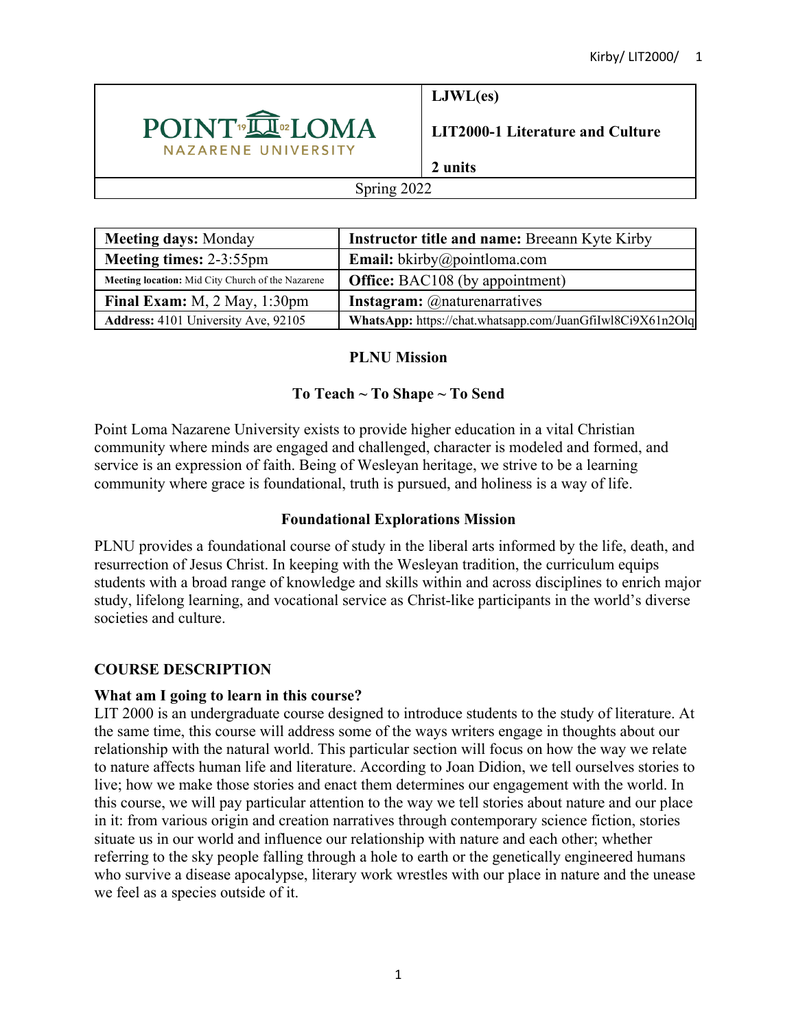| POINT LOMA NAZARENE UNIVERSITY | **LJWL(es)**<br>**LIT2000-1 Literature and Culture**<br>**2 units** |
|---|---|
| Spring 2022 | |

| **Meeting days:** Monday | **Instructor title and name:** Breeann Kyte Kirby |
|---|---|
| **Meeting times:** 2-3:55pm | **Email:** bkirby@pointloma.com |
| **Meeting location:** Mid City Church of the Nazarene | **Office:** BAC108 (by appointment) |
| **Final Exam:** M, 2 May, 1:30pm | **Instagram:** @naturenarratives |
| **Address:** 4101 University Ave, 92105 | **WhatsApp:** https://chat.whatsapp.com/JuanGfiIwl8Ci9X61n2Olq |

**PLNU Mission**

**To Teach ~ To Shape ~ To Send**

Point Loma Nazarene University exists to provide higher education in a vital Christian community where minds are engaged and challenged, character is modeled and formed, and service is an expression of faith. Being of Wesleyan heritage, we strive to be a learning community where grace is foundational, truth is pursued, and holiness is a way of life.

**Foundational Explorations Mission**

PLNU provides a foundational course of study in the liberal arts informed by the life, death, and resurrection of Jesus Christ. In keeping with the Wesleyan tradition, the curriculum equips students with a broad range of knowledge and skills within and across disciplines to enrich major study, lifelong learning, and vocational service as Christ-like participants in the world's diverse societies and culture.

## COURSE DESCRIPTION

### What am I going to learn in this course?

LIT 2000 is an undergraduate course designed to introduce students to the study of literature. At the same time, this course will address some of the ways writers engage in thoughts about our relationship with the natural world. This particular section will focus on how the way we relate to nature affects human life and literature. According to Joan Didion, we tell ourselves stories to live; how we make those stories and enact them determines our engagement with the world. In this course, we will pay particular attention to the way we tell stories about nature and our place in it: from various origin and creation narratives through contemporary science fiction, stories situate us in our world and influence our relationship with nature and each other; whether referring to the sky people falling through a hole to earth or the genetically engineered humans who survive a disease apocalypse, literary work wrestles with our place in nature and the unease we feel as a species outside of it.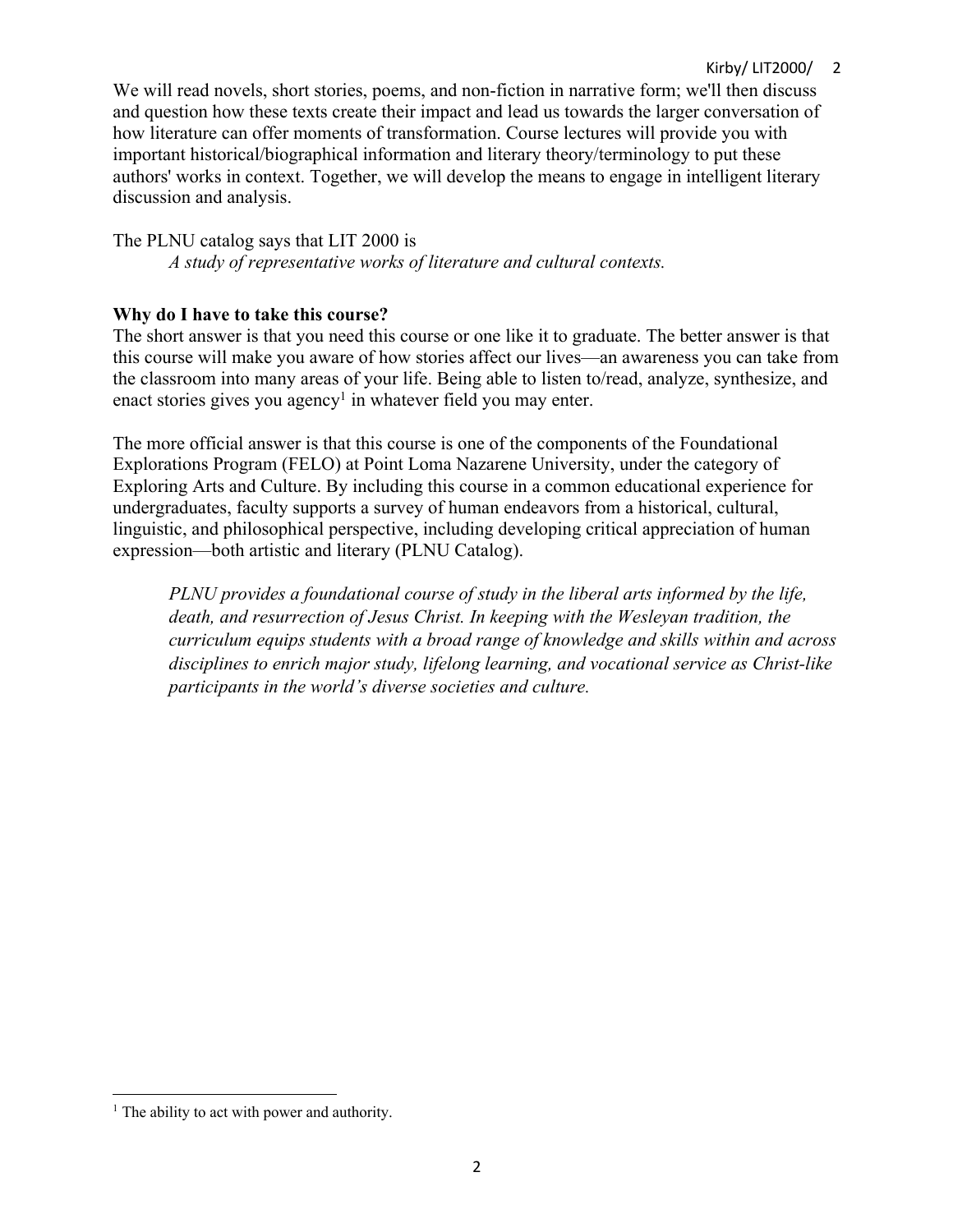We will read novels, short stories, poems, and non-fiction in narrative form; we'll then discuss and question how these texts create their impact and lead us towards the larger conversation of how literature can offer moments of transformation. Course lectures will provide you with important historical/biographical information and literary theory/terminology to put these authors' works in context. Together, we will develop the means to engage in intelligent literary discussion and analysis.

The PLNU catalog says that LIT 2000 is

> *A study of representative works of literature and cultural contexts.*

**Why do I have to take this course?**

The short answer is that you need this course or one like it to graduate. The better answer is that this course will make you aware of how stories affect our lives—an awareness you can take from the classroom into many areas of your life. Being able to listen to/read, analyze, synthesize, and enact stories gives you agency[1] in whatever field you may enter.

The more official answer is that this course is one of the components of the Foundational Explorations Program (FELO) at Point Loma Nazarene University, under the category of Exploring Arts and Culture. By including this course in a common educational experience for undergraduates, faculty supports a survey of human endeavors from a historical, cultural, linguistic, and philosophical perspective, including developing critical appreciation of human expression—both artistic and literary (PLNU Catalog).

> *PLNU provides a foundational course of study in the liberal arts informed by the life, death, and resurrection of Jesus Christ. In keeping with the Wesleyan tradition, the curriculum equips students with a broad range of knowledge and skills within and across disciplines to enrich major study, lifelong learning, and vocational service as Christ-like participants in the world's diverse societies and culture.*

---

[1] The ability to act with power and authority.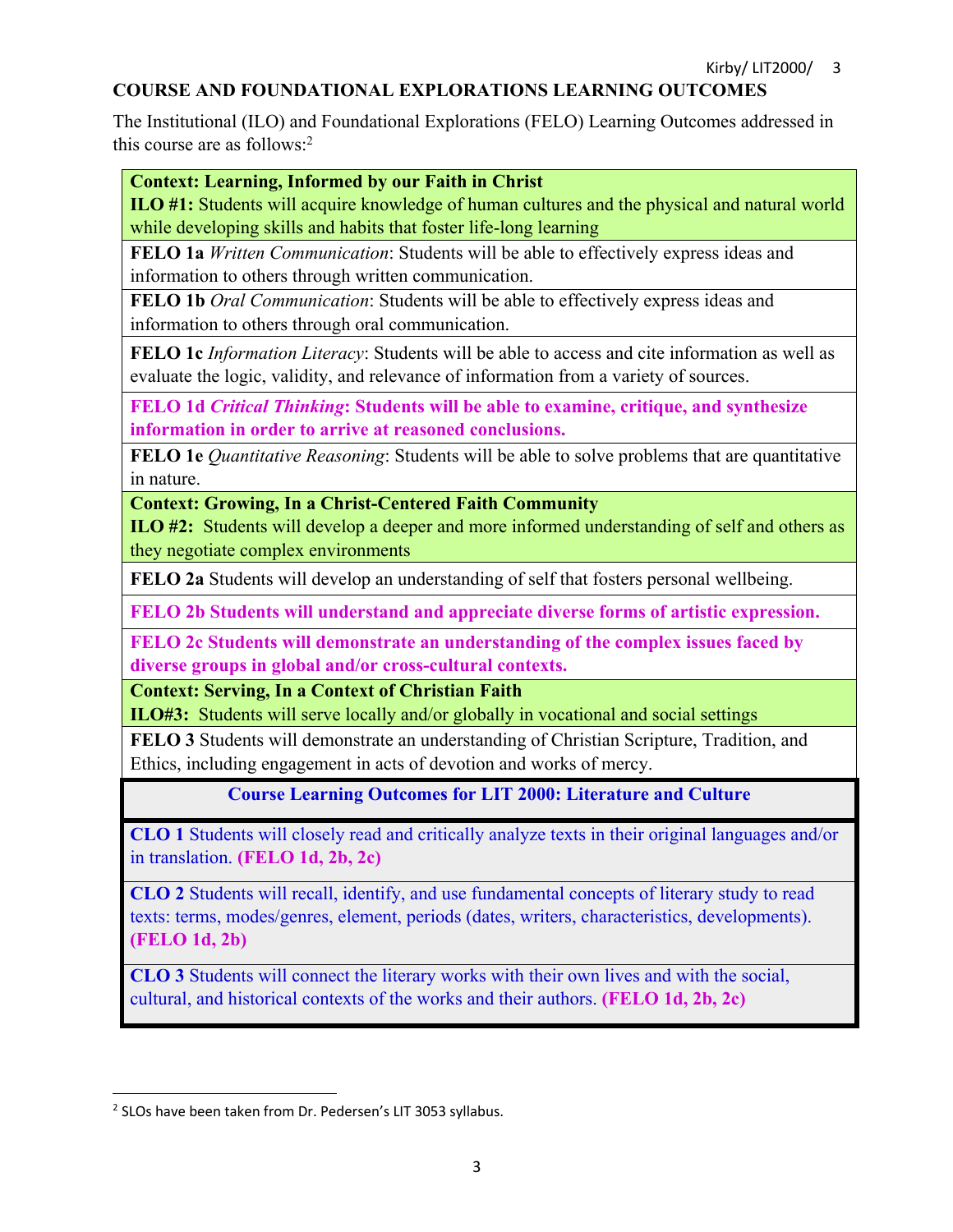## COURSE AND FOUNDATIONAL EXPLORATIONS LEARNING OUTCOMES

The Institutional (ILO) and Foundational Explorations (FELO) Learning Outcomes addressed in this course are as follows:[2]

| |
|---|
| **Context: Learning, Informed by our Faith in Christ** **ILO #1:** Students will acquire knowledge of human cultures and the physical and natural world while developing skills and habits that foster life-long learning |
| **FELO 1a** *Written Communication*: Students will be able to effectively express ideas and information to others through written communication. |
| **FELO 1b** *Oral Communication*: Students will be able to effectively express ideas and information to others through oral communication. |
| **FELO 1c** *Information Literacy*: Students will be able to access and cite information as well as evaluate the logic, validity, and relevance of information from a variety of sources. |
| **FELO 1d *Critical Thinking*: Students will be able to examine, critique, and synthesize information in order to arrive at reasoned conclusions.** |
| **FELO 1e** *Quantitative Reasoning*: Students will be able to solve problems that are quantitative in nature. |
| **Context: Growing, In a Christ-Centered Faith Community** **ILO #2:** Students will develop a deeper and more informed understanding of self and others as they negotiate complex environments |
| **FELO 2a** Students will develop an understanding of self that fosters personal wellbeing. |
| **FELO 2b Students will understand and appreciate diverse forms of artistic expression.** |
| **FELO 2c Students will demonstrate an understanding of the complex issues faced by diverse groups in global and/or cross-cultural contexts.** |
| **Context: Serving, In a Context of Christian Faith** **ILO#3:** Students will serve locally and/or globally in vocational and social settings |
| **FELO 3** Students will demonstrate an understanding of Christian Scripture, Tradition, and Ethics, including engagement in acts of devotion and works of mercy. |

| **Course Learning Outcomes for LIT 2000: Literature and Culture** |
|---|
| **CLO 1** Students will closely read and critically analyze texts in their original languages and/or in translation. **(FELO 1d, 2b, 2c)** |
| **CLO 2** Students will recall, identify, and use fundamental concepts of literary study to read texts: terms, modes/genres, element, periods (dates, writers, characteristics, developments). **(FELO 1d, 2b)** |
| **CLO 3** Students will connect the literary works with their own lives and with the social, cultural, and historical contexts of the works and their authors. **(FELO 1d, 2b, 2c)** |

[2] SLOs have been taken from Dr. Pedersen's LIT 3053 syllabus.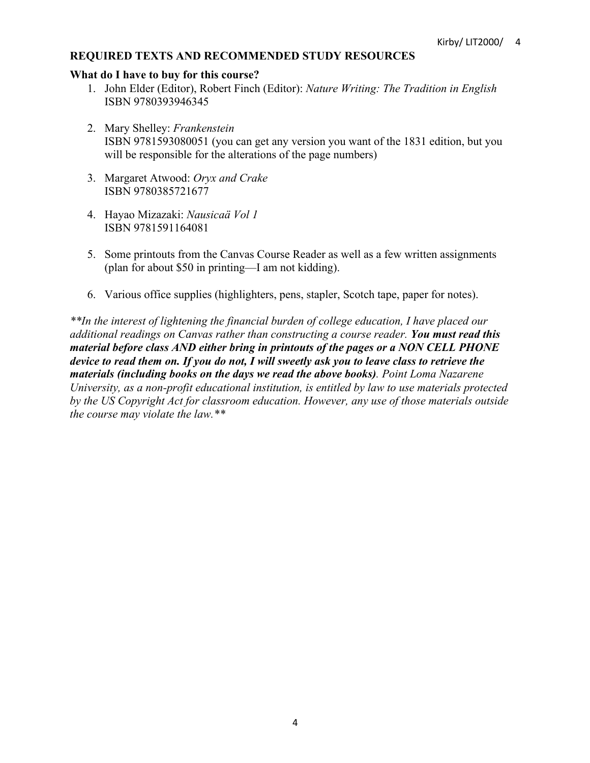## REQUIRED TEXTS AND RECOMMENDED STUDY RESOURCES

### What do I have to buy for this course?

1. John Elder (Editor), Robert Finch (Editor): *Nature Writing: The Tradition in English*
   ISBN 9780393946345

2. Mary Shelley: *Frankenstein*
   ISBN 9781593080051 (you can get any version you want of the 1831 edition, but you will be responsible for the alterations of the page numbers)

3. Margaret Atwood: *Oryx and Crake*
   ISBN 9780385721677

4. Hayao Mizazaki: *Nausicaä Vol 1*
   ISBN 9781591164081

5. Some printouts from the Canvas Course Reader as well as a few written assignments (plan for about $50 in printing—I am not kidding).

6. Various office supplies (highlighters, pens, stapler, Scotch tape, paper for notes).

*\*\*In the interest of lightening the financial burden of college education, I have placed our additional readings on Canvas rather than constructing a course reader.* ***You must read this material before class AND either bring in printouts of the pages or a NON CELL PHONE device to read them on. If you do not, I will sweetly ask you to leave class to retrieve the materials (including books on the days we read the above books)****. Point Loma Nazarene University, as a non-profit educational institution, is entitled by law to use materials protected by the US Copyright Act for classroom education. However, any use of those materials outside the course may violate the law.\*\**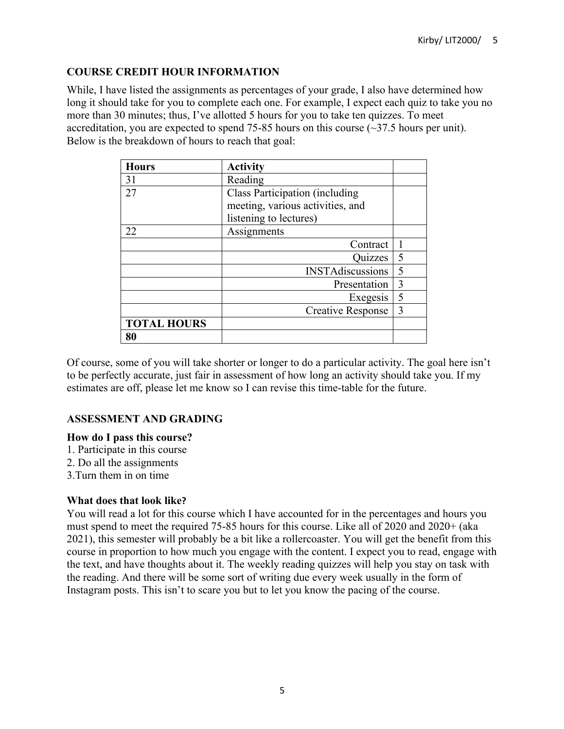## COURSE CREDIT HOUR INFORMATION

While, I have listed the assignments as percentages of your grade, I also have determined how long it should take for you to complete each one. For example, I expect each quiz to take you no more than 30 minutes; thus, I've allotted 5 hours for you to take ten quizzes. To meet accreditation, you are expected to spend 75-85 hours on this course (~37.5 hours per unit). Below is the breakdown of hours to reach that goal:

| **Hours** | **Activity** | |
|---|---|---|
| 31 | Reading | |
| 27 | Class Participation (including meeting, various activities, and listening to lectures) | |
| 22 | Assignments | |
| | Contract | 1 |
| | Quizzes | 5 |
| | INSTAdiscussions | 5 |
| | Presentation | 3 |
| | Exegesis | 5 |
| | Creative Response | 3 |
| **TOTAL HOURS** | | |
| **80** | | |

Of course, some of you will take shorter or longer to do a particular activity. The goal here isn't to be perfectly accurate, just fair in assessment of how long an activity should take you. If my estimates are off, please let me know so I can revise this time-table for the future.

## ASSESSMENT AND GRADING

**How do I pass this course?**

1. Participate in this course
2. Do all the assignments
3. Turn them in on time

**What does that look like?**

You will read a lot for this course which I have accounted for in the percentages and hours you must spend to meet the required 75-85 hours for this course. Like all of 2020 and 2020+ (aka 2021), this semester will probably be a bit like a rollercoaster. You will get the benefit from this course in proportion to how much you engage with the content. I expect you to read, engage with the text, and have thoughts about it. The weekly reading quizzes will help you stay on task with the reading. And there will be some sort of writing due every week usually in the form of Instagram posts. This isn't to scare you but to let you know the pacing of the course.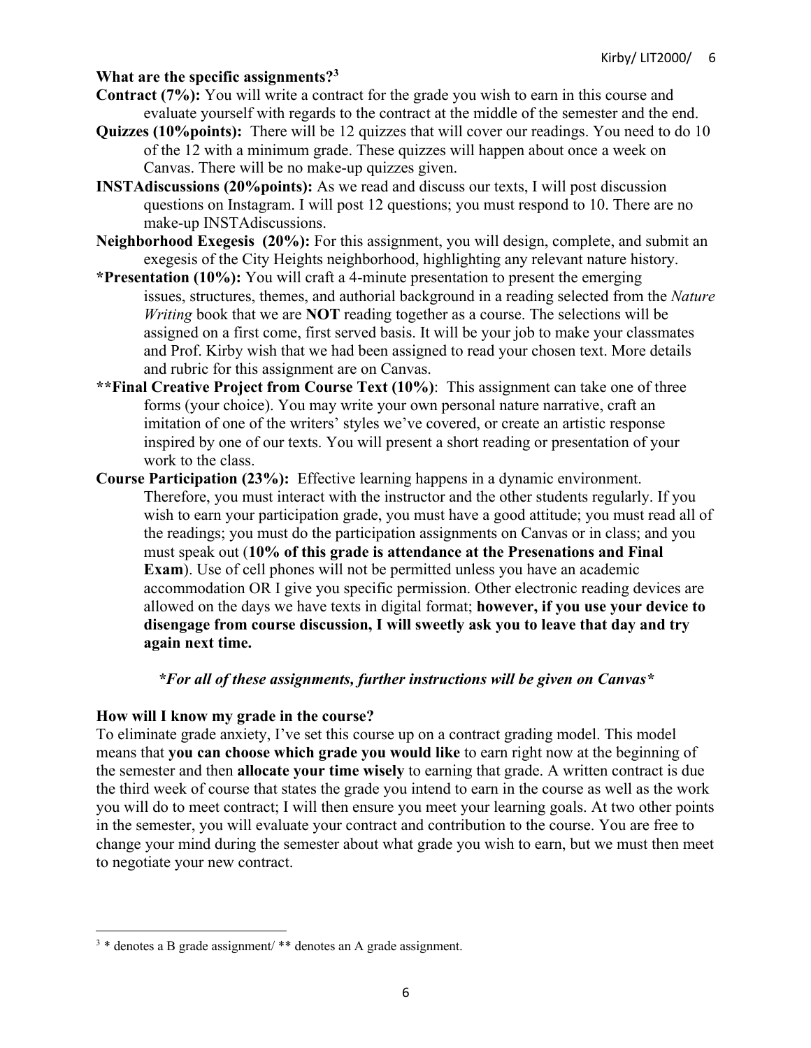**What are the specific assignments?[3]**

**Contract (7%):** You will write a contract for the grade you wish to earn in this course and evaluate yourself with regards to the contract at the middle of the semester and the end.

**Quizzes (10%points):** There will be 12 quizzes that will cover our readings. You need to do 10 of the 12 with a minimum grade. These quizzes will happen about once a week on Canvas. There will be no make-up quizzes given.

**INSTAdiscussions (20%points):** As we read and discuss our texts, I will post discussion questions on Instagram. I will post 12 questions; you must respond to 10. There are no make-up INSTAdiscussions.

**Neighborhood Exegesis (20%):** For this assignment, you will design, complete, and submit an exegesis of the City Heights neighborhood, highlighting any relevant nature history.

**\*Presentation (10%):** You will craft a 4-minute presentation to present the emerging issues, structures, themes, and authorial background in a reading selected from the *Nature Writing* book that we are **NOT** reading together as a course. The selections will be assigned on a first come, first served basis. It will be your job to make your classmates and Prof. Kirby wish that we had been assigned to read your chosen text. More details and rubric for this assignment are on Canvas.

**\*\*Final Creative Project from Course Text (10%)**: This assignment can take one of three forms (your choice). You may write your own personal nature narrative, craft an imitation of one of the writers' styles we've covered, or create an artistic response inspired by one of our texts. You will present a short reading or presentation of your work to the class.

**Course Participation (23%):** Effective learning happens in a dynamic environment. Therefore, you must interact with the instructor and the other students regularly. If you wish to earn your participation grade, you must have a good attitude; you must read all of the readings; you must do the participation assignments on Canvas or in class; and you must speak out (**10% of this grade is attendance at the Presenations and Final Exam**). Use of cell phones will not be permitted unless you have an academic accommodation OR I give you specific permission. Other electronic reading devices are allowed on the days we have texts in digital format; **however, if you use your device to disengage from course discussion, I will sweetly ask you to leave that day and try again next time.**

***\*For all of these assignments, further instructions will be given on Canvas\****

**How will I know my grade in the course?**

To eliminate grade anxiety, I've set this course up on a contract grading model. This model means that **you can choose which grade you would like** to earn right now at the beginning of the semester and then **allocate your time wisely** to earning that grade. A written contract is due the third week of course that states the grade you intend to earn in the course as well as the work you will do to meet contract; I will then ensure you meet your learning goals. At two other points in the semester, you will evaluate your contract and contribution to the course. You are free to change your mind during the semester about what grade you wish to earn, but we must then meet to negotiate your new contract.

[3] * denotes a B grade assignment/ ** denotes an A grade assignment.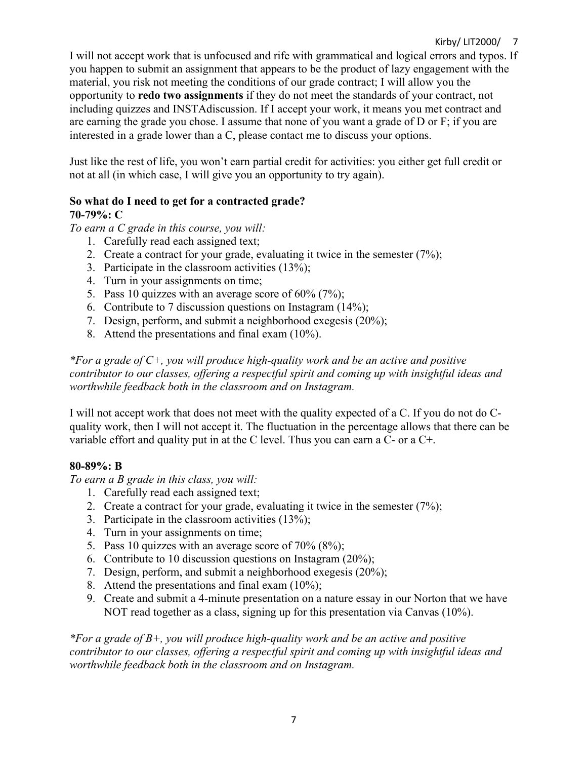I will not accept work that is unfocused and rife with grammatical and logical errors and typos. If you happen to submit an assignment that appears to be the product of lazy engagement with the material, you risk not meeting the conditions of our grade contract; I will allow you the opportunity to **redo two assignments** if they do not meet the standards of your contract, not including quizzes and INSTAdiscussion. If I accept your work, it means you met contract and are earning the grade you chose. I assume that none of you want a grade of D or F; if you are interested in a grade lower than a C, please contact me to discuss your options.

Just like the rest of life, you won't earn partial credit for activities: you either get full credit or not at all (in which case, I will give you an opportunity to try again).

**So what do I need to get for a contracted grade?**

**70-79%: C**

*To earn a C grade in this course, you will:*

1. Carefully read each assigned text;
2. Create a contract for your grade, evaluating it twice in the semester (7%);
3. Participate in the classroom activities (13%);
4. Turn in your assignments on time;
5. Pass 10 quizzes with an average score of 60% (7%);
6. Contribute to 7 discussion questions on Instagram (14%);
7. Design, perform, and submit a neighborhood exegesis (20%);
8. Attend the presentations and final exam (10%).

*\*For a grade of C+, you will produce high-quality work and be an active and positive contributor to our classes, offering a respectful spirit and coming up with insightful ideas and worthwhile feedback both in the classroom and on Instagram.*

I will not accept work that does not meet with the quality expected of a C. If you do not do C-quality work, then I will not accept it. The fluctuation in the percentage allows that there can be variable effort and quality put in at the C level. Thus you can earn a C- or a C+.

**80-89%: B**

*To earn a B grade in this class, you will:*

1. Carefully read each assigned text;
2. Create a contract for your grade, evaluating it twice in the semester (7%);
3. Participate in the classroom activities (13%);
4. Turn in your assignments on time;
5. Pass 10 quizzes with an average score of 70% (8%);
6. Contribute to 10 discussion questions on Instagram (20%);
7. Design, perform, and submit a neighborhood exegesis (20%);
8. Attend the presentations and final exam (10%);
9. Create and submit a 4-minute presentation on a nature essay in our Norton that we have NOT read together as a class, signing up for this presentation via Canvas (10%).

*\*For a grade of B+, you will produce high-quality work and be an active and positive contributor to our classes, offering a respectful spirit and coming up with insightful ideas and worthwhile feedback both in the classroom and on Instagram.*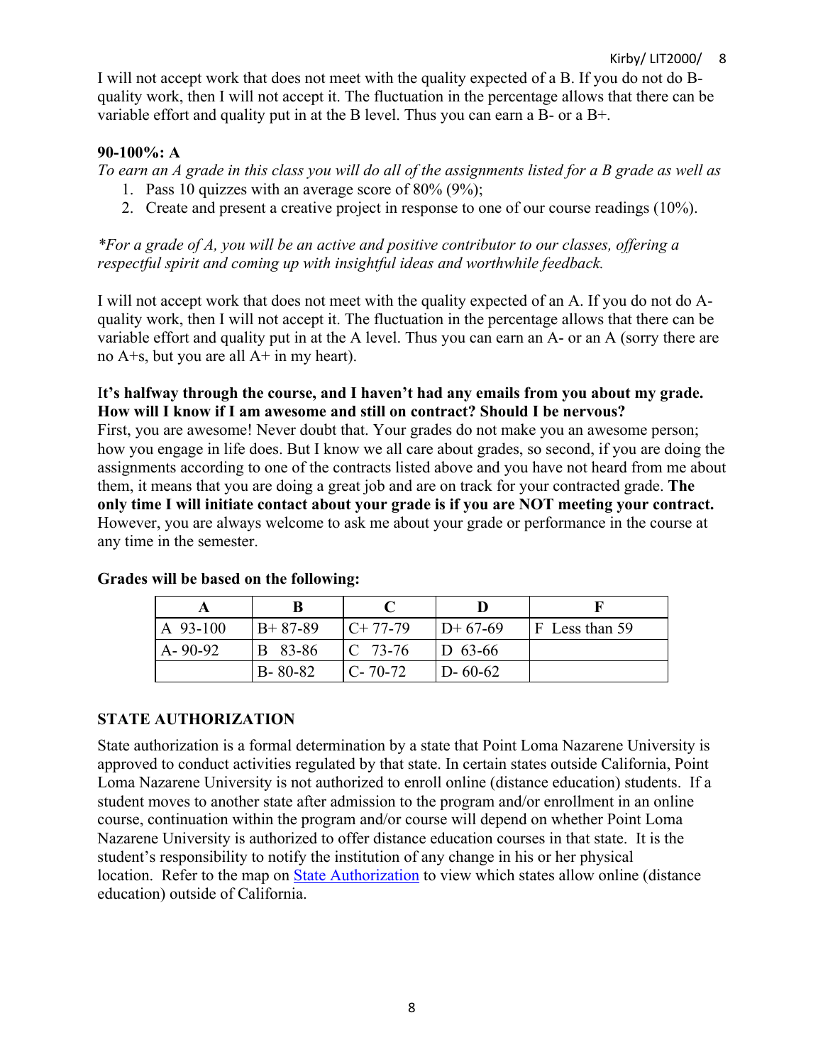I will not accept work that does not meet with the quality expected of a B. If you do not do B-quality work, then I will not accept it. The fluctuation in the percentage allows that there can be variable effort and quality put in at the B level. Thus you can earn a B- or a B+.

**90-100%: A**

*To earn an A grade in this class you will do all of the assignments listed for a B grade as well as*

1. Pass 10 quizzes with an average score of 80% (9%);
2. Create and present a creative project in response to one of our course readings (10%).

*\*For a grade of A, you will be an active and positive contributor to our classes, offering a respectful spirit and coming up with insightful ideas and worthwhile feedback.*

I will not accept work that does not meet with the quality expected of an A. If you do not do A-quality work, then I will not accept it. The fluctuation in the percentage allows that there can be variable effort and quality put in at the A level. Thus you can earn an A- or an A (sorry there are no A+s, but you are all A+ in my heart).

**It's halfway through the course, and I haven't had any emails from you about my grade. How will I know if I am awesome and still on contract? Should I be nervous?**

First, you are awesome! Never doubt that. Your grades do not make you an awesome person; how you engage in life does. But I know we all care about grades, so second, if you are doing the assignments according to one of the contracts listed above and you have not heard from me about them, it means that you are doing a great job and are on track for your contracted grade. **The only time I will initiate contact about your grade is if you are NOT meeting your contract.** However, you are always welcome to ask me about your grade or performance in the course at any time in the semester.

**Grades will be based on the following:**

| A | B | C | D | F |
|---|---|---|---|---|
| A 93-100 | B+ 87-89 | C+ 77-79 | D+ 67-69 | F Less than 59 |
| A- 90-92 | B 83-86 | C 73-76 | D 63-66 | |
| | B- 80-82 | C- 70-72 | D- 60-62 | |

## STATE AUTHORIZATION

State authorization is a formal determination by a state that Point Loma Nazarene University is approved to conduct activities regulated by that state. In certain states outside California, Point Loma Nazarene University is not authorized to enroll online (distance education) students. If a student moves to another state after admission to the program and/or enrollment in an online course, continuation within the program and/or course will depend on whether Point Loma Nazarene University is authorized to offer distance education courses in that state. It is the student's responsibility to notify the institution of any change in his or her physical location. Refer to the map on State Authorization to view which states allow online (distance education) outside of California.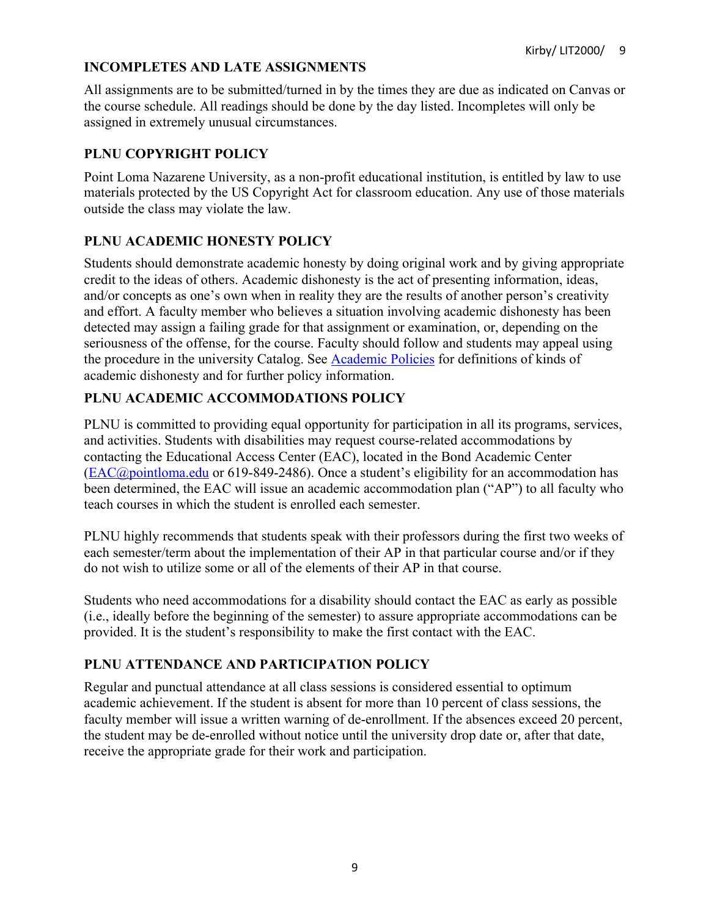## INCOMPLETES AND LATE ASSIGNMENTS

All assignments are to be submitted/turned in by the times they are due as indicated on Canvas or the course schedule. All readings should be done by the day listed. Incompletes will only be assigned in extremely unusual circumstances.

## PLNU COPYRIGHT POLICY

Point Loma Nazarene University, as a non-profit educational institution, is entitled by law to use materials protected by the US Copyright Act for classroom education. Any use of those materials outside the class may violate the law.

## PLNU ACADEMIC HONESTY POLICY

Students should demonstrate academic honesty by doing original work and by giving appropriate credit to the ideas of others. Academic dishonesty is the act of presenting information, ideas, and/or concepts as one's own when in reality they are the results of another person's creativity and effort. A faculty member who believes a situation involving academic dishonesty has been detected may assign a failing grade for that assignment or examination, or, depending on the seriousness of the offense, for the course. Faculty should follow and students may appeal using the procedure in the university Catalog. See [Academic Policies](Academic Policies) for definitions of kinds of academic dishonesty and for further policy information.

## PLNU ACADEMIC ACCOMMODATIONS POLICY

PLNU is committed to providing equal opportunity for participation in all its programs, services, and activities. Students with disabilities may request course-related accommodations by contacting the Educational Access Center (EAC), located in the Bond Academic Center (EAC@pointloma.edu or 619-849-2486). Once a student's eligibility for an accommodation has been determined, the EAC will issue an academic accommodation plan ("AP") to all faculty who teach courses in which the student is enrolled each semester.

PLNU highly recommends that students speak with their professors during the first two weeks of each semester/term about the implementation of their AP in that particular course and/or if they do not wish to utilize some or all of the elements of their AP in that course.

Students who need accommodations for a disability should contact the EAC as early as possible (i.e., ideally before the beginning of the semester) to assure appropriate accommodations can be provided. It is the student's responsibility to make the first contact with the EAC.

## PLNU ATTENDANCE AND PARTICIPATION POLICY

Regular and punctual attendance at all class sessions is considered essential to optimum academic achievement. If the student is absent for more than 10 percent of class sessions, the faculty member will issue a written warning of de-enrollment. If the absences exceed 20 percent, the student may be de-enrolled without notice until the university drop date or, after that date, receive the appropriate grade for their work and participation.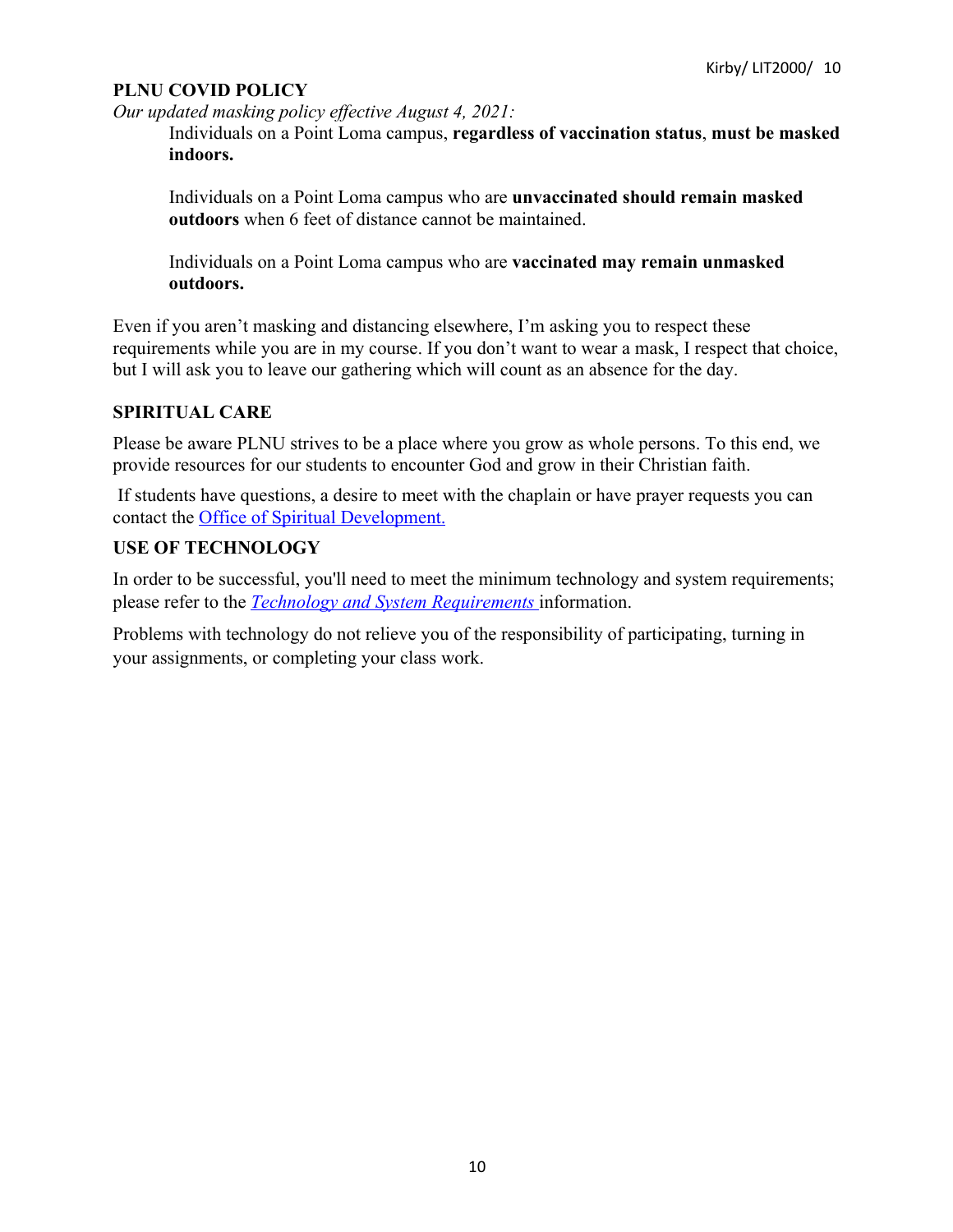## PLNU COVID POLICY

*Our updated masking policy effective August 4, 2021:*

> Individuals on a Point Loma campus, **regardless of vaccination status**, **must be masked indoors.**
>
> Individuals on a Point Loma campus who are **unvaccinated should remain masked outdoors** when 6 feet of distance cannot be maintained.
>
> Individuals on a Point Loma campus who are **vaccinated may remain unmasked outdoors.**

Even if you aren't masking and distancing elsewhere, I'm asking you to respect these requirements while you are in my course. If you don't want to wear a mask, I respect that choice, but I will ask you to leave our gathering which will count as an absence for the day.

## SPIRITUAL CARE

Please be aware PLNU strives to be a place where you grow as whole persons. To this end, we provide resources for our students to encounter God and grow in their Christian faith.

If students have questions, a desire to meet with the chaplain or have prayer requests you can contact the Office of Spiritual Development.

## USE OF TECHNOLOGY

In order to be successful, you'll need to meet the minimum technology and system requirements; please refer to the *Technology and System Requirements* information.

Problems with technology do not relieve you of the responsibility of participating, turning in your assignments, or completing your class work.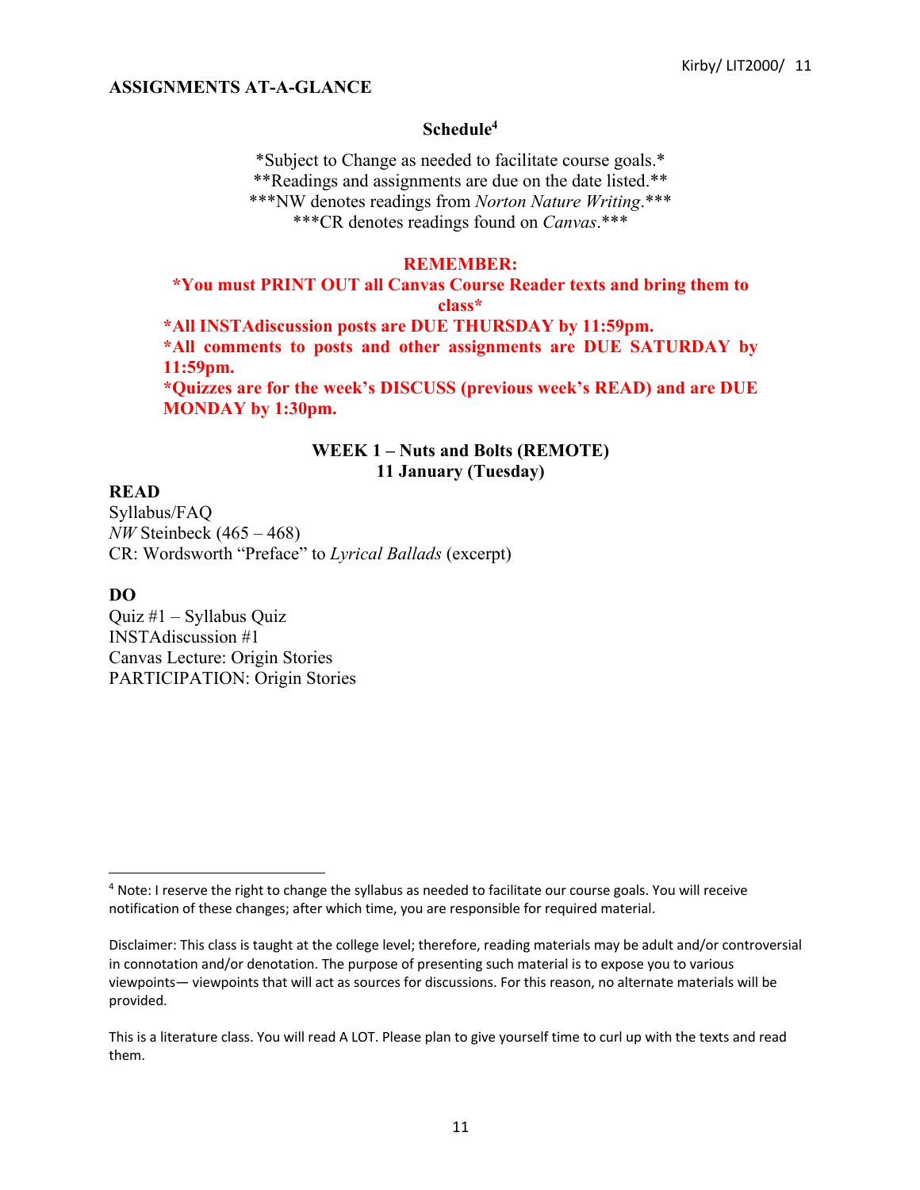**ASSIGNMENTS AT-A-GLANCE**

## Schedule[4]

*Subject to Change as needed to facilitate course goals.*
**Readings and assignments are due on the date listed.**
***NW denotes readings from *Norton Nature Writing*.***
***CR denotes readings found on *Canvas*.***

**REMEMBER:**

**\*You must PRINT OUT all Canvas Course Reader texts and bring them to class\***

**\*All INSTAdiscussion posts are DUE THURSDAY by 11:59pm.**

**\*All comments to posts and other assignments are DUE SATURDAY by 11:59pm.**

**\*Quizzes are for the week's DISCUSS (previous week's READ) and are DUE MONDAY by 1:30pm.**

### WEEK 1 – Nuts and Bolts (REMOTE)
### 11 January (Tuesday)

**READ**

Syllabus/FAQ
*NW* Steinbeck (465 – 468)
CR: Wordsworth "Preface" to *Lyrical Ballads* (excerpt)

**DO**

Quiz #1 – Syllabus Quiz
INSTAdiscussion #1
Canvas Lecture: Origin Stories
PARTICIPATION: Origin Stories

---

[4] Note: I reserve the right to change the syllabus as needed to facilitate our course goals. You will receive notification of these changes; after which time, you are responsible for required material.

Disclaimer: This class is taught at the college level; therefore, reading materials may be adult and/or controversial in connotation and/or denotation. The purpose of presenting such material is to expose you to various viewpoints— viewpoints that will act as sources for discussions. For this reason, no alternate materials will be provided.

This is a literature class. You will read A LOT. Please plan to give yourself time to curl up with the texts and read them.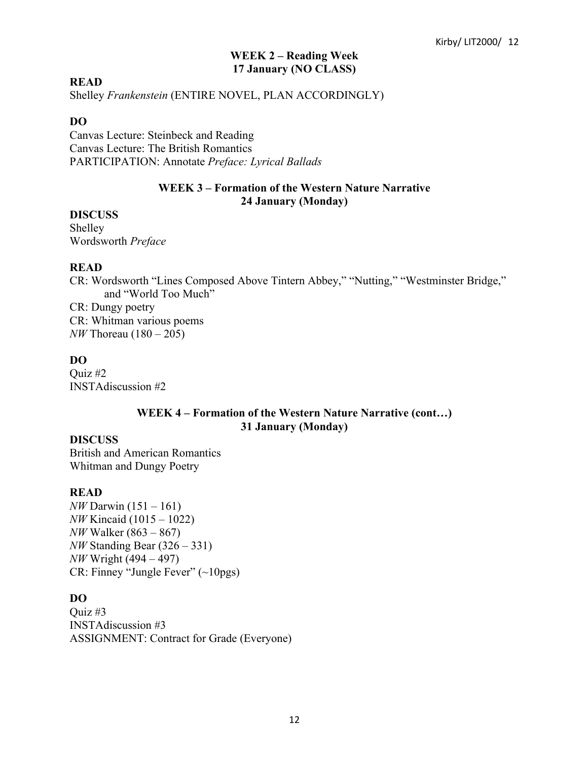## WEEK 2 – Reading Week
### 17 January (NO CLASS)

**READ**

Shelley *Frankenstein* (ENTIRE NOVEL, PLAN ACCORDINGLY)

**DO**

Canvas Lecture: Steinbeck and Reading
Canvas Lecture: The British Romantics
PARTICIPATION: Annotate *Preface: Lyrical Ballads*

## WEEK 3 – Formation of the Western Nature Narrative
### 24 January (Monday)

**DISCUSS**

Shelley
Wordsworth *Preface*

**READ**

CR: Wordsworth "Lines Composed Above Tintern Abbey," "Nutting," "Westminster Bridge," and "World Too Much"
CR: Dungy poetry
CR: Whitman various poems
*NW* Thoreau (180 – 205)

**DO**

Quiz #2
INSTAdiscussion #2

## WEEK 4 – Formation of the Western Nature Narrative (cont…)
### 31 January (Monday)

**DISCUSS**

British and American Romantics
Whitman and Dungy Poetry

**READ**

*NW* Darwin (151 – 161)
*NW* Kincaid (1015 – 1022)
*NW* Walker (863 – 867)
*NW* Standing Bear (326 – 331)
*NW* Wright (494 – 497)
CR: Finney "Jungle Fever" (~10pgs)

**DO**

Quiz #3
INSTAdiscussion #3
ASSIGNMENT: Contract for Grade (Everyone)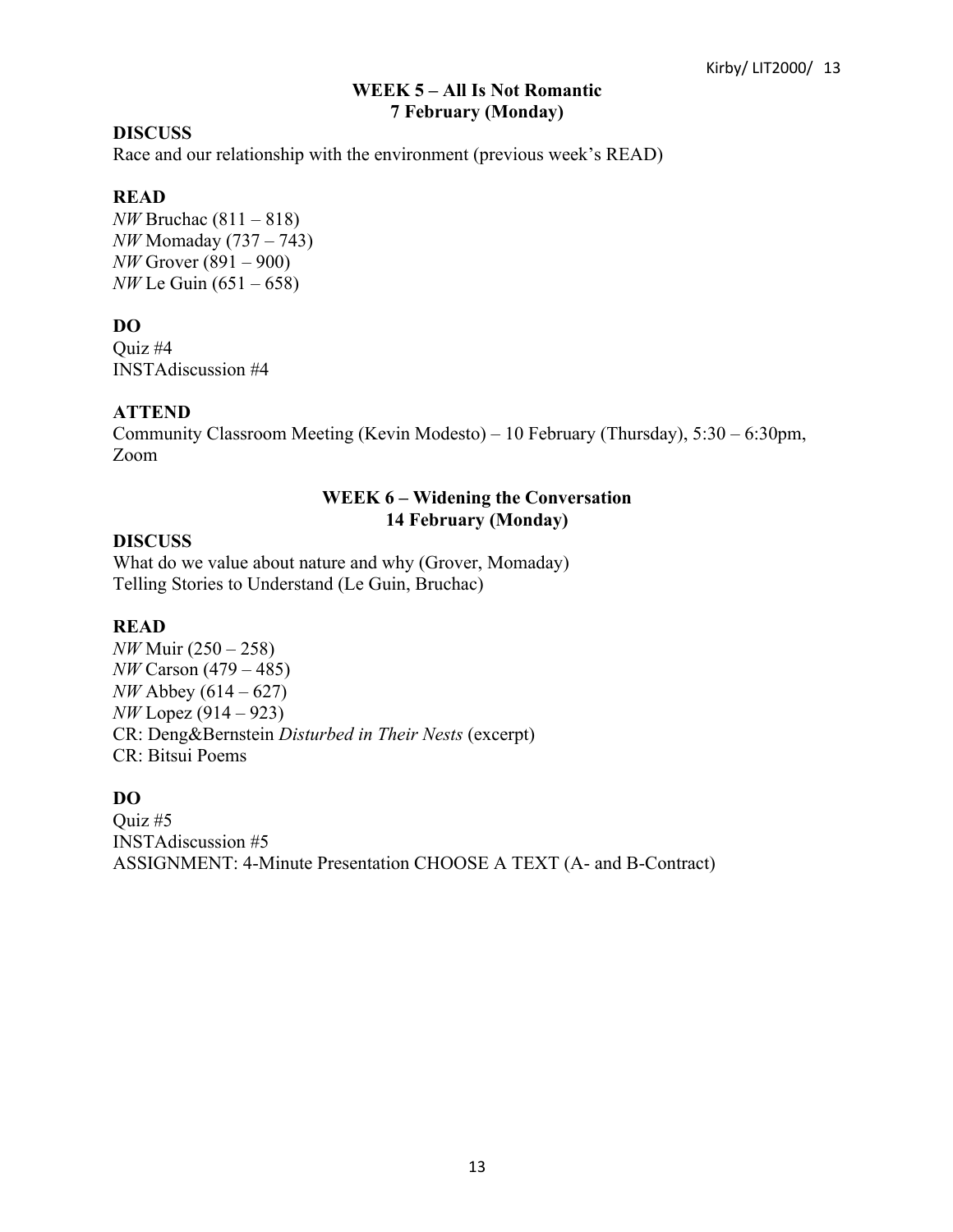## WEEK 5 – All Is Not Romantic
## 7 February (Monday)

**DISCUSS**

Race and our relationship with the environment (previous week's READ)

**READ**

*NW* Bruchac (811 – 818)
*NW* Momaday (737 – 743)
*NW* Grover (891 – 900)
*NW* Le Guin (651 – 658)

**DO**

Quiz #4
INSTAdiscussion #4

**ATTEND**

Community Classroom Meeting (Kevin Modesto) – 10 February (Thursday), 5:30 – 6:30pm, Zoom

## WEEK 6 – Widening the Conversation
## 14 February (Monday)

**DISCUSS**

What do we value about nature and why (Grover, Momaday)
Telling Stories to Understand (Le Guin, Bruchac)

**READ**

*NW* Muir (250 – 258)
*NW* Carson (479 – 485)
*NW* Abbey (614 – 627)
*NW* Lopez (914 – 923)
CR: Deng&Bernstein *Disturbed in Their Nests* (excerpt)
CR: Bitsui Poems

**DO**

Quiz #5
INSTAdiscussion #5
ASSIGNMENT: 4-Minute Presentation CHOOSE A TEXT (A- and B-Contract)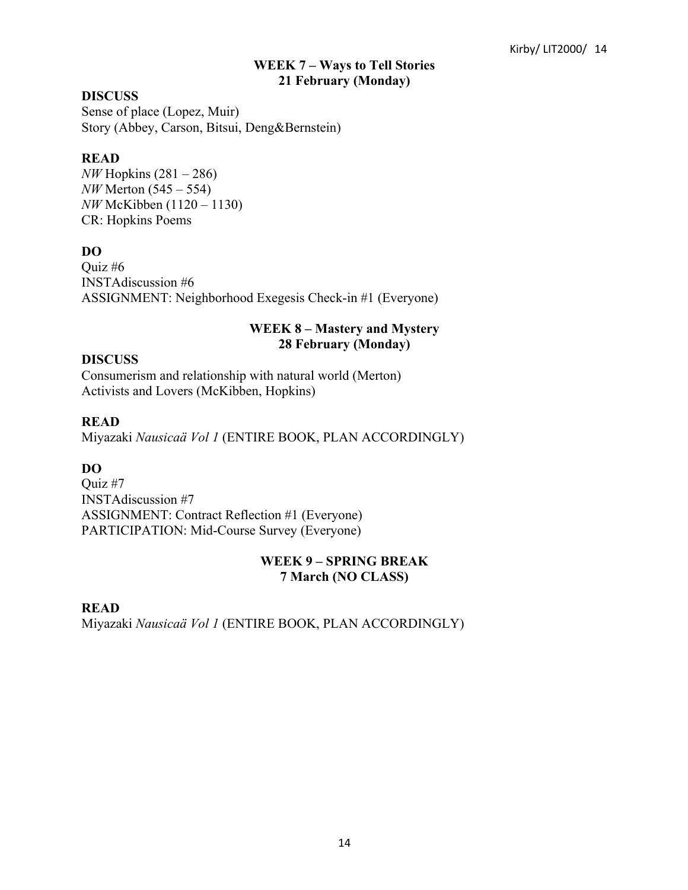## WEEK 7 – Ways to Tell Stories
## 21 February (Monday)

**DISCUSS**

Sense of place (Lopez, Muir)
Story (Abbey, Carson, Bitsui, Deng&Bernstein)

**READ**

*NW* Hopkins (281 – 286)
*NW* Merton (545 – 554)
*NW* McKibben (1120 – 1130)
CR: Hopkins Poems

**DO**

Quiz #6
INSTAdiscussion #6
ASSIGNMENT: Neighborhood Exegesis Check-in #1 (Everyone)

## WEEK 8 – Mastery and Mystery
## 28 February (Monday)

**DISCUSS**

Consumerism and relationship with natural world (Merton)
Activists and Lovers (McKibben, Hopkins)

**READ**

Miyazaki *Nausicaä Vol 1* (ENTIRE BOOK, PLAN ACCORDINGLY)

**DO**

Quiz #7
INSTAdiscussion #7
ASSIGNMENT: Contract Reflection #1 (Everyone)
PARTICIPATION: Mid-Course Survey (Everyone)

## WEEK 9 – SPRING BREAK
## 7 March (NO CLASS)

**READ**

Miyazaki *Nausicaä Vol 1* (ENTIRE BOOK, PLAN ACCORDINGLY)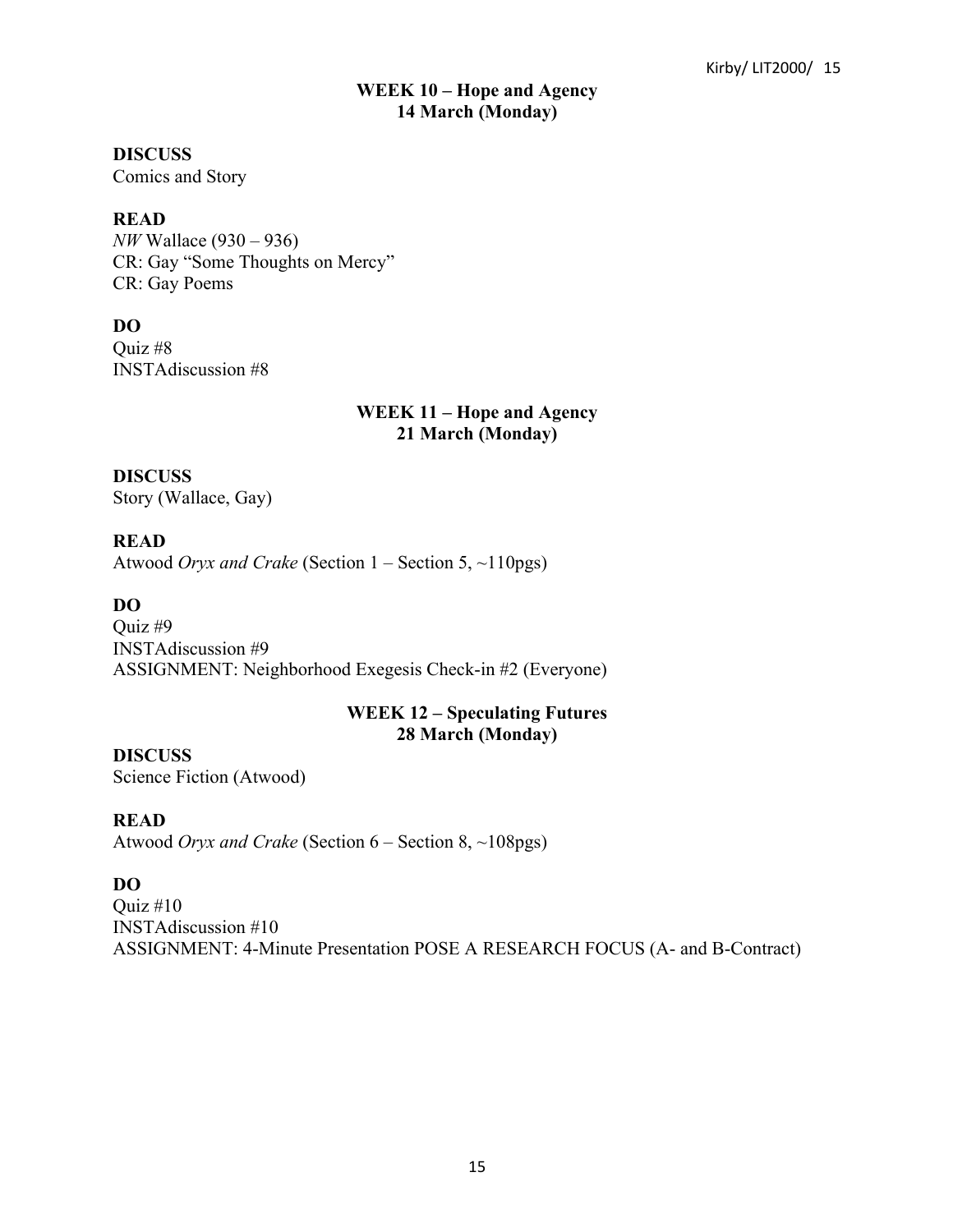## WEEK 10 – Hope and Agency
### 14 March (Monday)

**DISCUSS**
Comics and Story

**READ**
*NW* Wallace (930 – 936)
CR: Gay "Some Thoughts on Mercy"
CR: Gay Poems

**DO**
Quiz #8
INSTAdiscussion #8

## WEEK 11 – Hope and Agency
### 21 March (Monday)

**DISCUSS**
Story (Wallace, Gay)

**READ**
Atwood *Oryx and Crake* (Section 1 – Section 5, ~110pgs)

**DO**
Quiz #9
INSTAdiscussion #9
ASSIGNMENT: Neighborhood Exegesis Check-in #2 (Everyone)

## WEEK 12 – Speculating Futures
### 28 March (Monday)

**DISCUSS**
Science Fiction (Atwood)

**READ**
Atwood *Oryx and Crake* (Section 6 – Section 8, ~108pgs)

**DO**
Quiz #10
INSTAdiscussion #10
ASSIGNMENT: 4-Minute Presentation POSE A RESEARCH FOCUS (A- and B-Contract)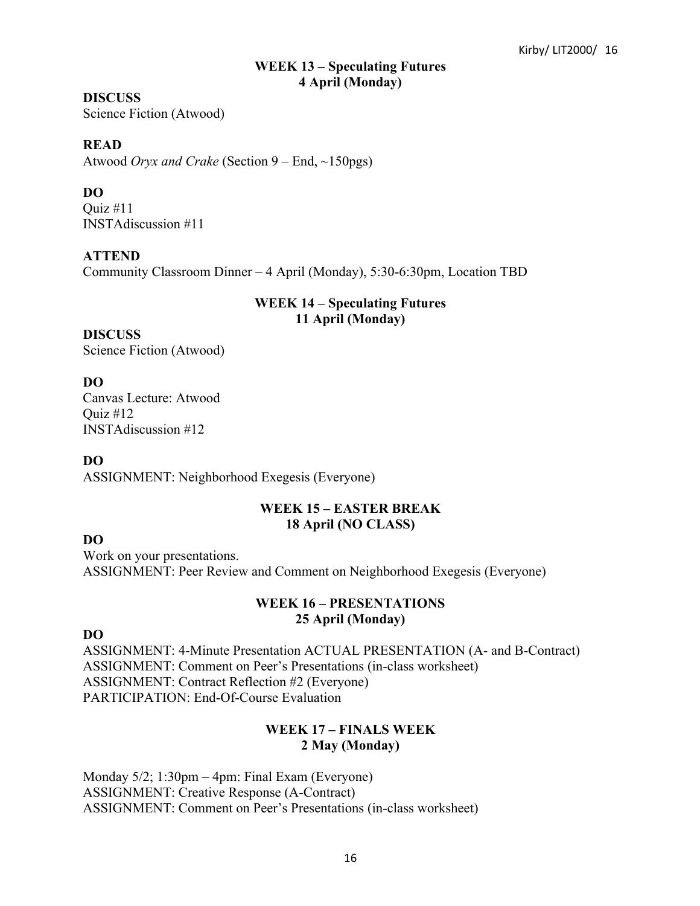## WEEK 13 – Speculating Futures
## 4 April (Monday)

**DISCUSS**
Science Fiction (Atwood)

**READ**
Atwood *Oryx and Crake* (Section 9 – End, ~150pgs)

**DO**
Quiz #11
INSTAdiscussion #11

**ATTEND**
Community Classroom Dinner – 4 April (Monday), 5:30-6:30pm, Location TBD

## WEEK 14 – Speculating Futures
## 11 April (Monday)

**DISCUSS**
Science Fiction (Atwood)

**DO**
Canvas Lecture: Atwood
Quiz #12
INSTAdiscussion #12

**DO**
ASSIGNMENT: Neighborhood Exegesis (Everyone)

## WEEK 15 – EASTER BREAK
## 18 April (NO CLASS)

**DO**
Work on your presentations.
ASSIGNMENT: Peer Review and Comment on Neighborhood Exegesis (Everyone)

## WEEK 16 – PRESENTATIONS
## 25 April (Monday)

**DO**
ASSIGNMENT: 4-Minute Presentation ACTUAL PRESENTATION (A- and B-Contract)
ASSIGNMENT: Comment on Peer's Presentations (in-class worksheet)
ASSIGNMENT: Contract Reflection #2 (Everyone)
PARTICIPATION: End-Of-Course Evaluation

## WEEK 17 – FINALS WEEK
## 2 May (Monday)

Monday 5/2; 1:30pm – 4pm: Final Exam (Everyone)
ASSIGNMENT: Creative Response (A-Contract)
ASSIGNMENT: Comment on Peer's Presentations (in-class worksheet)